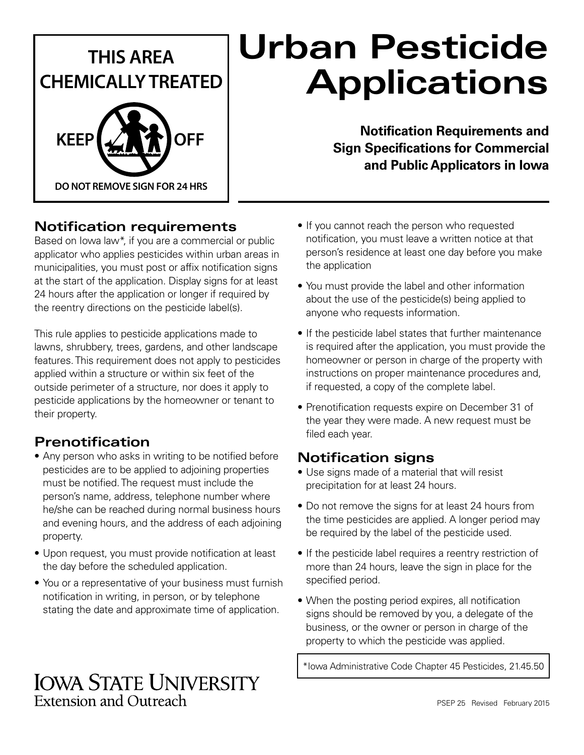THIS AREA CHEMICALLY TREATED

KEEP OFF

DO NOT REMOVE SIGN FOR 24 HRS

# Urban Pesticide Applications

**Notification Requirements and Sign Specifications for Commercial and Public Applicators in Iowa**

## Notification requirements

Based on Iowa law*, if you are a commercial or public applicator who applies pesticides within urban areas in municipalities, you must post or affix notification signs at the start of the application. Display signs for at least 24 hours after the application or longer if required by the reentry directions on the pesticide label(s).

This rule applies to pesticide applications made to lawns, shrubbery, trees, gardens, and other landscape features. This requirement does not apply to pesticides applied within a structure or within six feet of the outside perimeter of a structure, nor does it apply to pesticide applications by the homeowner or tenant to their property.

## Prenotification

- Any person who asks in writing to be notified before pesticides are to be applied to adjoining properties must be notified. The request must include the person's name, address, telephone number where he/she can be reached during normal business hours and evening hours, and the address of each adjoining property.
- Upon request, you must provide notification at least the day before the scheduled application.
- You or a representative of your business must furnish notification in writing, in person, or by telephone stating the date and approximate time of application.
- If you cannot reach the person who requested notification, you must leave a written notice at that person's residence at least one day before you make the application
- You must provide the label and other information about the use of the pesticide(s) being applied to anyone who requests information.
- If the pesticide label states that further maintenance is required after the application, you must provide the homeowner or person in charge of the property with instructions on proper maintenance procedures and, if requested, a copy of the complete label.
- Prenotification requests expire on December 31 of the year they were made. A new request must be filed each year.

## Notification signs

- Use signs made of a material that will resist precipitation for at least 24 hours.
- Do not remove the signs for at least 24 hours from the time pesticides are applied. A longer period may be required by the label of the pesticide used.
- If the pesticide label requires a reentry restriction of more than 24 hours, leave the sign in place for the specified period.
- When the posting period expires, all notification signs should be removed by you, a delegate of the business, or the owner or person in charge of the property to which the pesticide was applied.

*Iowa Administrative Code Chapter 45 Pesticides, 21.45.50

IOWA STATE UNIVERSITY
Extension and Outreach

PSEP 25 Revised February 2015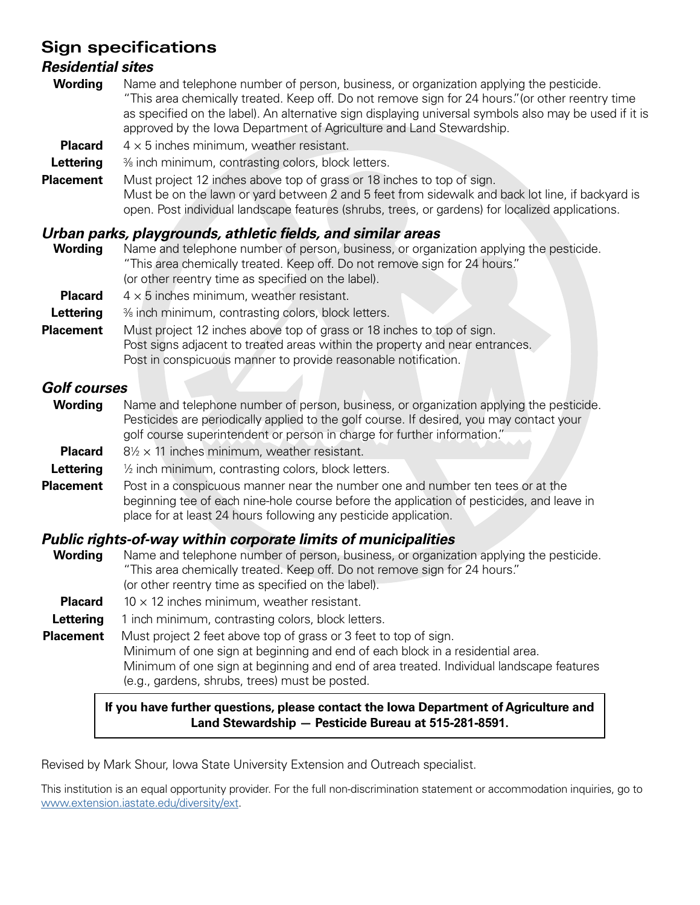## Sign specifications

### *Residential sites*

**Wording** Name and telephone number of person, business, or organization applying the pesticide. "This area chemically treated. Keep off. Do not remove sign for 24 hours."(or other reentry time as specified on the label). An alternative sign displaying universal symbols also may be used if it is approved by the Iowa Department of Agriculture and Land Stewardship.

**Placard** 4 × 5 inches minimum, weather resistant.

**Lettering** ⅜ inch minimum, contrasting colors, block letters.

**Placement** Must project 12 inches above top of grass or 18 inches to top of sign. Must be on the lawn or yard between 2 and 5 feet from sidewalk and back lot line, if backyard is open. Post individual landscape features (shrubs, trees, or gardens) for localized applications.

### *Urban parks, playgrounds, athletic fields, and similar areas*

**Wording** Name and telephone number of person, business, or organization applying the pesticide. "This area chemically treated. Keep off. Do not remove sign for 24 hours." (or other reentry time as specified on the label).

**Placard** 4 × 5 inches minimum, weather resistant.

**Lettering** ⅜ inch minimum, contrasting colors, block letters.

**Placement** Must project 12 inches above top of grass or 18 inches to top of sign. Post signs adjacent to treated areas within the property and near entrances. Post in conspicuous manner to provide reasonable notification.

### *Golf courses*

**Wording** Name and telephone number of person, business, or organization applying the pesticide. Pesticides are periodically applied to the golf course. If desired, you may contact your golf course superintendent or person in charge for further information."

**Placard** 8½ × 11 inches minimum, weather resistant.

**Lettering** ½ inch minimum, contrasting colors, block letters.

**Placement** Post in a conspicuous manner near the number one and number ten tees or at the beginning tee of each nine-hole course before the application of pesticides, and leave in place for at least 24 hours following any pesticide application.

### *Public rights-of-way within corporate limits of municipalities*

**Wording** Name and telephone number of person, business, or organization applying the pesticide. "This area chemically treated. Keep off. Do not remove sign for 24 hours." (or other reentry time as specified on the label).

**Placard** 10 × 12 inches minimum, weather resistant.

**Lettering** 1 inch minimum, contrasting colors, block letters.

**Placement** Must project 2 feet above top of grass or 3 feet to top of sign. Minimum of one sign at beginning and end of each block in a residential area. Minimum of one sign at beginning and end of area treated. Individual landscape features (e.g., gardens, shrubs, trees) must be posted.

**If you have further questions, please contact the Iowa Department of Agriculture and Land Stewardship — Pesticide Bureau at 515-281-8591.**

Revised by Mark Shour, Iowa State University Extension and Outreach specialist.

This institution is an equal opportunity provider. For the full non-discrimination statement or accommodation inquiries, go to www.extension.iastate.edu/diversity/ext.